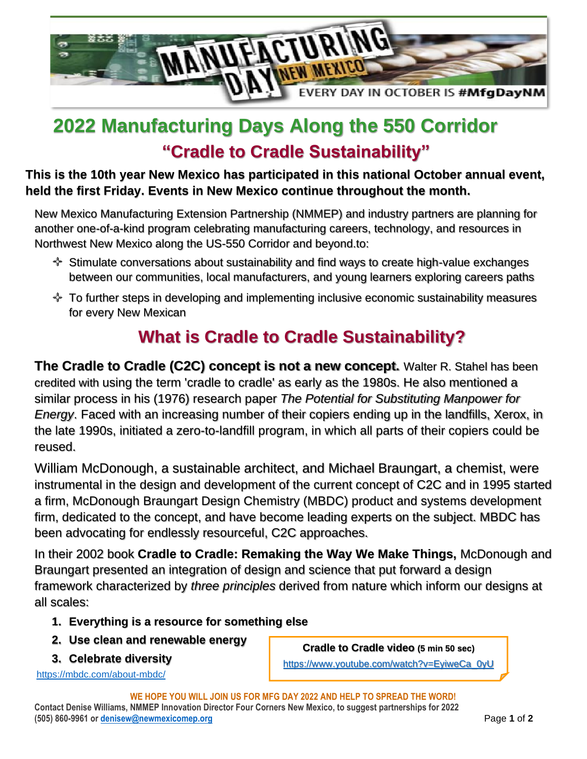MANUFACTURING DAY NEW MEXICO

EVERY DAY IN OCTOBER IS #MfgDayNM

# 2022 Manufacturing Days Along the 550 Corridor

## "Cradle to Cradle Sustainability"

**This is the 10th year New Mexico has participated in this national October annual event, held the first Friday. Events in New Mexico continue throughout the month.**

New Mexico Manufacturing Extension Partnership (NMMEP) and industry partners are planning for another one-of-a-kind program celebrating manufacturing careers, technology, and resources in Northwest New Mexico along the US-550 Corridor and beyond.to:

- Stimulate conversations about sustainability and find ways to create high-value exchanges between our communities, local manufacturers, and young learners exploring careers paths
- To further steps in developing and implementing inclusive economic sustainability measures for every New Mexican

## What is Cradle to Cradle Sustainability?

**The Cradle to Cradle (C2C) concept is not a new concept.** Walter R. Stahel has been credited with using the term 'cradle to cradle' as early as the 1980s. He also mentioned a similar process in his (1976) research paper *The Potential for Substituting Manpower for Energy*. Faced with an increasing number of their copiers ending up in the landfills, Xerox, in the late 1990s, initiated a zero-to-landfill program, in which all parts of their copiers could be reused.

William McDonough, a sustainable architect, and Michael Braungart, a chemist, were instrumental in the design and development of the current concept of C2C and in 1995 started a firm, McDonough Braungart Design Chemistry (MBDC) product and systems development firm, dedicated to the concept, and have become leading experts on the subject. MBDC has been advocating for endlessly resourceful, C2C approaches.

In their 2002 book **Cradle to Cradle: Remaking the Way We Make Things,** McDonough and Braungart presented an integration of design and science that put forward a design framework characterized by *three principles* derived from nature which inform our designs at all scales:

1. **Everything is a resource for something else**
2. **Use clean and renewable energy**
3. **Celebrate diversity**

https://mbdc.com/about-mbdc/

**Cradle to Cradle video (5 min 50 sec)**
https://www.youtube.com/watch?v=EyiweCa_0yU

**WE HOPE YOU WILL JOIN US FOR MFG DAY 2022 AND HELP TO SPREAD THE WORD!**

**Contact Denise Williams, NMMEP Innovation Director Four Corners New Mexico, to suggest partnerships for 2022 (505) 860-9961 or denisew@newmexicomep.org**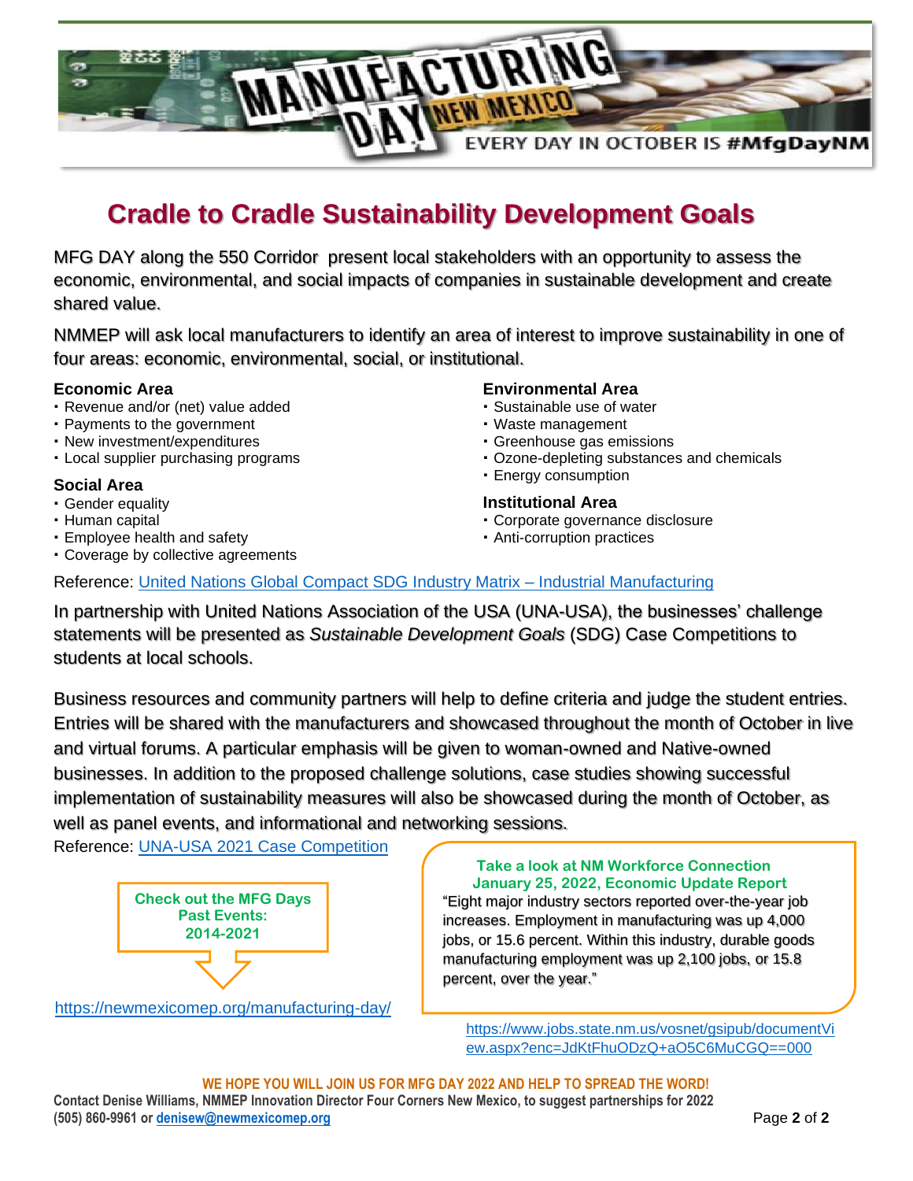MANUFACTURING DAY NEW MEXICO

EVERY DAY IN OCTOBER IS #MfgDayNM

# Cradle to Cradle Sustainability Development Goals

MFG DAY along the 550 Corridor present local stakeholders with an opportunity to assess the economic, environmental, and social impacts of companies in sustainable development and create shared value.

NMMEP will ask local manufacturers to identify an area of interest to improve sustainability in one of four areas: economic, environmental, social, or institutional.

**Economic Area**
- Revenue and/or (net) value added
- Payments to the government
- New investment/expenditures
- Local supplier purchasing programs

**Social Area**
- Gender equality
- Human capital
- Employee health and safety
- Coverage by collective agreements

**Environmental Area**
- Sustainable use of water
- Waste management
- Greenhouse gas emissions
- Ozone-depleting substances and chemicals
- Energy consumption

**Institutional Area**
- Corporate governance disclosure
- Anti-corruption practices

Reference: United Nations Global Compact SDG Industry Matrix – Industrial Manufacturing

In partnership with United Nations Association of the USA (UNA-USA), the businesses' challenge statements will be presented as *Sustainable Development Goals* (SDG) Case Competitions to students at local schools.

Business resources and community partners will help to define criteria and judge the student entries. Entries will be shared with the manufacturers and showcased throughout the month of October in live and virtual forums. A particular emphasis will be given to woman-owned and Native-owned businesses. In addition to the proposed challenge solutions, case studies showing successful implementation of sustainability measures will also be showcased during the month of October, as well as panel events, and informational and networking sessions.

Reference: UNA-USA 2021 Case Competition

**Check out the MFG Days Past Events: 2014-2021**

https://newmexicomep.org/manufacturing-day/

**Take a look at NM Workforce Connection January 25, 2022, Economic Update Report**

"Eight major industry sectors reported over-the-year job increases. Employment in manufacturing was up 4,000 jobs, or 15.6 percent. Within this industry, durable goods manufacturing employment was up 2,100 jobs, or 15.8 percent, over the year."

https://www.jobs.state.nm.us/vosnet/gsipub/documentView.aspx?enc=JdKtFhuODzQ+aO5C6MuCGQ==000

**WE HOPE YOU WILL JOIN US FOR MFG DAY 2022 AND HELP TO SPREAD THE WORD!**

**Contact Denise Williams, NMMEP Innovation Director Four Corners New Mexico, to suggest partnerships for 2022 (505) 860-9961 or denisew@newmexicomep.org**